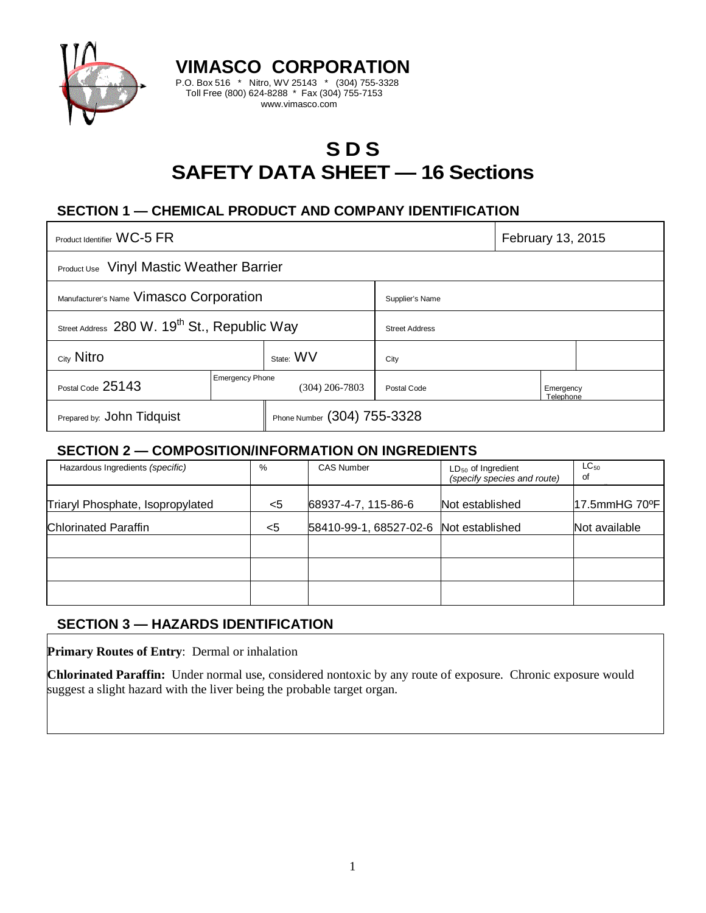# VIMASCO CORPORATION

P.O. Box 516 * Nitro, WV 25143 * (304) 755-3328
Toll Free (800) 624-8288 * Fax (304) 755-7153
www.vimasco.com

# S D S
# SAFETY DATA SHEET — 16 Sections

## SECTION 1 — CHEMICAL PRODUCT AND COMPANY IDENTIFICATION

| Product Identifier WC-5 FR | | | February 13, 2015 | |
|---|---|---|---|---|
| Product Use Vinyl Mastic Weather Barrier | | | | |
| Manufacturer's Name Vimasco Corporation | | Supplier's Name | | |
| Street Address 280 W. 19$^{th}$ St., Republic Way | | Street Address | | |
| City Nitro | State: WV | City | | |
| Postal Code 25143 | Emergency Phone (304) 206-7803 | Postal Code | Emergency Telephone | |
| Prepared by: John Tidquist | Phone Number (304) 755-3328 | | | |

## SECTION 2 — COMPOSITION/INFORMATION ON INGREDIENTS

| Hazardous Ingredients *(specific)* | % | CAS Number | $LD_{50}$ of Ingredient *(specify species and route)* | $LC_{50}$ of |
|---|---|---|---|---|
| Triaryl Phosphate, Isopropylated | <5 | 68937-4-7, 115-86-6 | Not established | 17.5mmHG 70ºF |
| Chlorinated Paraffin | <5 | 58410-99-1, 68527-02-6 | Not established | Not available |
| | | | | |
| | | | | |
| | | | | |

## SECTION 3 — HAZARDS IDENTIFICATION

**Primary Routes of Entry**: Dermal or inhalation

**Chlorinated Paraffin:** Under normal use, considered nontoxic by any route of exposure. Chronic exposure would suggest a slight hazard with the liver being the probable target organ.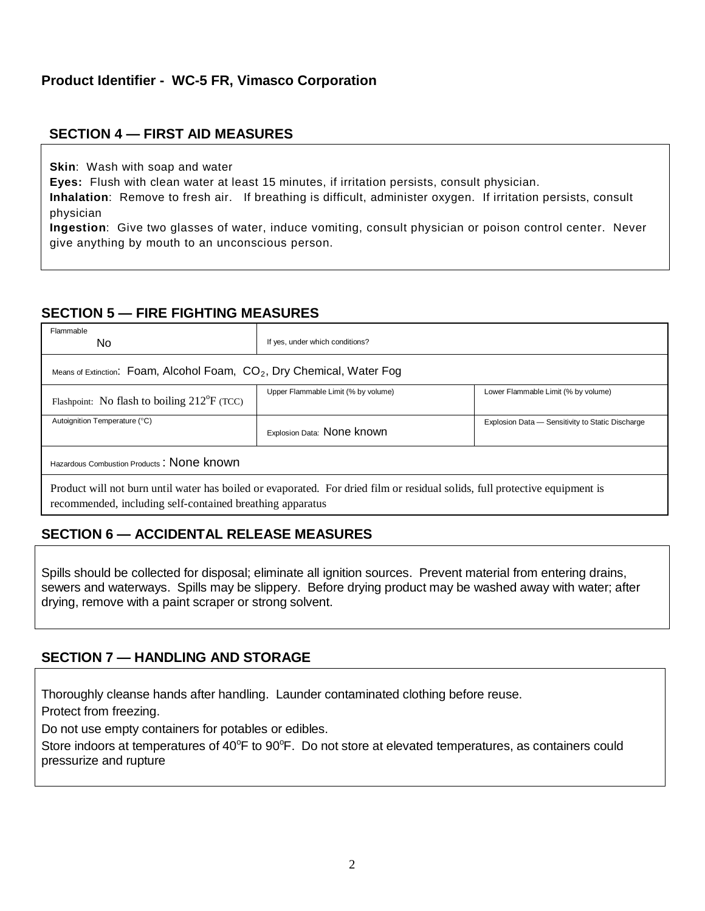**Product Identifier - WC-5 FR, Vimasco Corporation**

## SECTION 4 — FIRST AID MEASURES

**Skin**: Wash with soap and water
**Eyes:** Flush with clean water at least 15 minutes, if irritation persists, consult physician.
**Inhalation**: Remove to fresh air. If breathing is difficult, administer oxygen. If irritation persists, consult physician
**Ingestion**: Give two glasses of water, induce vomiting, consult physician or poison control center. Never give anything by mouth to an unconscious person.

## SECTION 5 — FIRE FIGHTING MEASURES

| Flammable No | If yes, under which conditions? | |
|---|---|---|
| Means of Extinction: Foam, Alcohol Foam, $CO_2$, Dry Chemical, Water Fog | | |
| Flashpoint: No flash to boiling 212°F (TCC) | Upper Flammable Limit (% by volume) | Lower Flammable Limit (% by volume) |
| Autoignition Temperature (°C) | Explosion Data: None known | Explosion Data — Sensitivity to Static Discharge |
| Hazardous Combustion Products : None known | | |
| Product will not burn until water has boiled or evaporated. For dried film or residual solids, full protective equipment is recommended, including self-contained breathing apparatus | | |

## SECTION 6 — ACCIDENTAL RELEASE MEASURES

Spills should be collected for disposal; eliminate all ignition sources. Prevent material from entering drains, sewers and waterways. Spills may be slippery. Before drying product may be washed away with water; after drying, remove with a paint scraper or strong solvent.

## SECTION 7 — HANDLING AND STORAGE

Thoroughly cleanse hands after handling. Launder contaminated clothing before reuse.

Protect from freezing.

Do not use empty containers for potables or edibles.

Store indoors at temperatures of 40°F to 90°F. Do not store at elevated temperatures, as containers could pressurize and rupture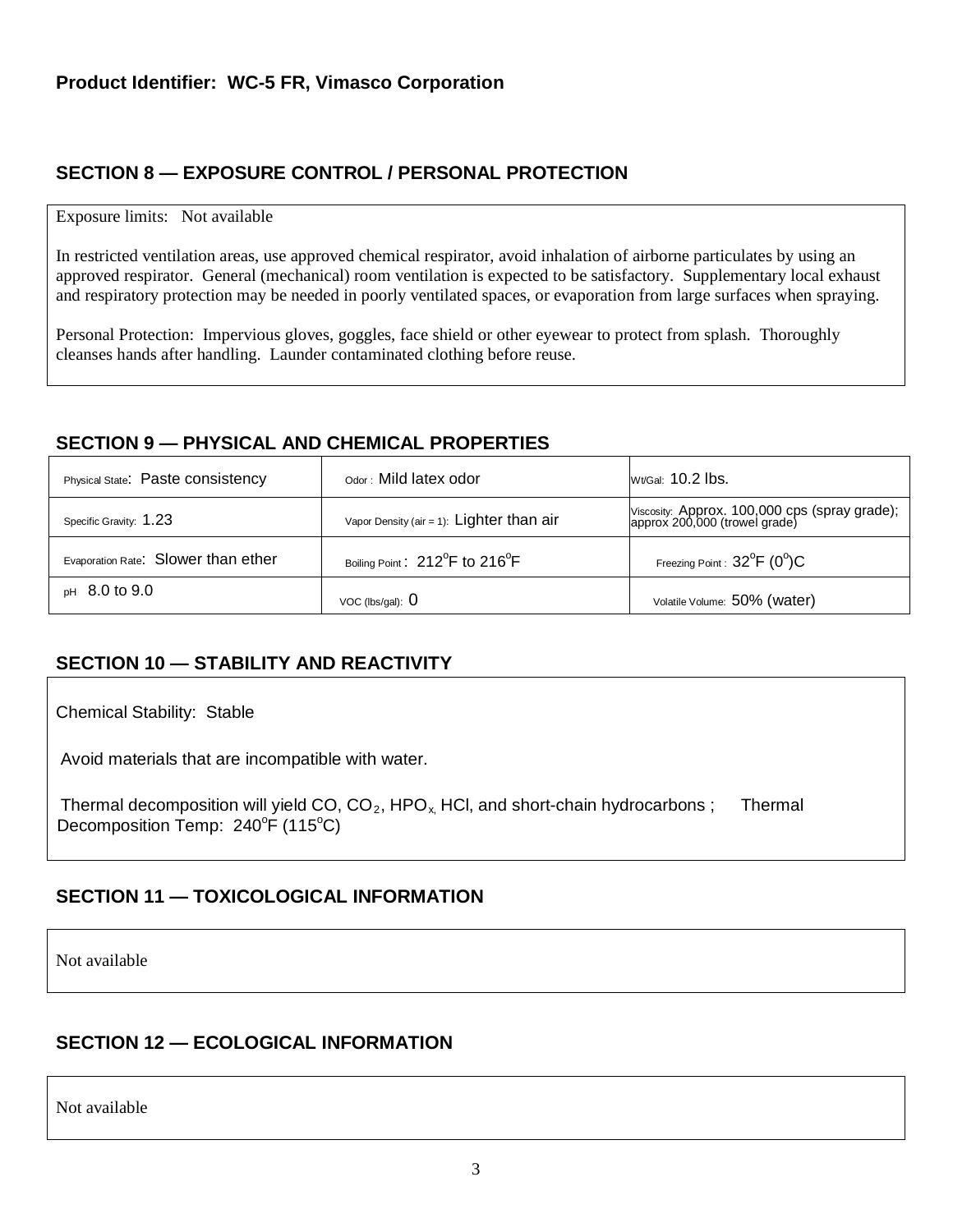**Product Identifier: WC-5 FR, Vimasco Corporation**

## SECTION 8 — EXPOSURE CONTROL / PERSONAL PROTECTION

Exposure limits: Not available

In restricted ventilation areas, use approved chemical respirator, avoid inhalation of airborne particulates by using an approved respirator. General (mechanical) room ventilation is expected to be satisfactory. Supplementary local exhaust and respiratory protection may be needed in poorly ventilated spaces, or evaporation from large surfaces when spraying.

Personal Protection: Impervious gloves, goggles, face shield or other eyewear to protect from splash. Thoroughly cleanses hands after handling. Launder contaminated clothing before reuse.

## SECTION 9 — PHYSICAL AND CHEMICAL PROPERTIES

| | | |
|---|---|---|
| Physical State: Paste consistency | Odor : Mild latex odor | Wt/Gal: 10.2 lbs. |
| Specific Gravity: 1.23 | Vapor Density (air = 1): Lighter than air | Viscosity: Approx. 100,000 cps (spray grade); approx 200,000 (trowel grade) |
| Evaporation Rate: Slower than ether | Boiling Point : 212°F to 216°F | Freezing Point : 32°F (0°)C |
| pH 8.0 to 9.0 | VOC (lbs/gal): 0 | Volatile Volume: 50% (water) |

## SECTION 10 — STABILITY AND REACTIVITY

Chemical Stability: Stable

Avoid materials that are incompatible with water.

Thermal decomposition will yield CO, $CO_2$, $HPO_x$, HCl, and short-chain hydrocarbons ; Thermal Decomposition Temp: 240°F (115°C)

## SECTION 11 — TOXICOLOGICAL INFORMATION

Not available

## SECTION 12 — ECOLOGICAL INFORMATION

Not available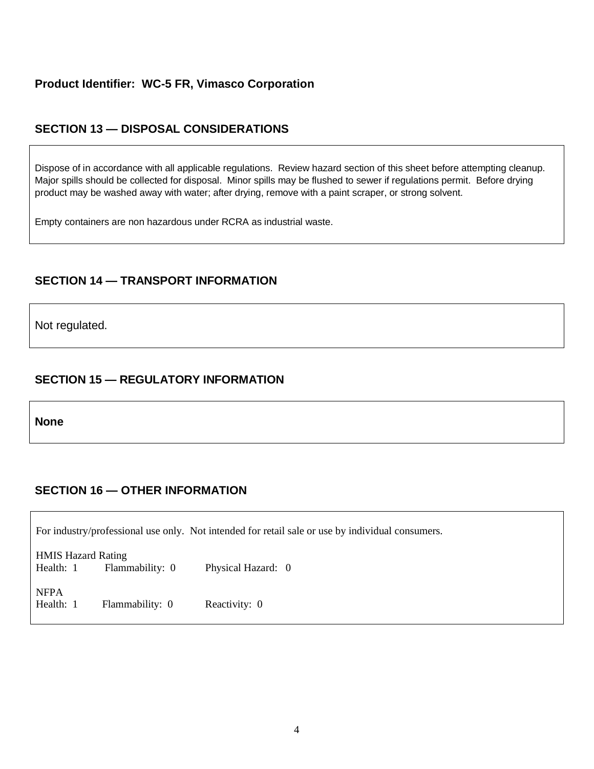**Product Identifier: WC-5 FR, Vimasco Corporation**

## SECTION 13 — DISPOSAL CONSIDERATIONS

Dispose of in accordance with all applicable regulations. Review hazard section of this sheet before attempting cleanup. Major spills should be collected for disposal. Minor spills may be flushed to sewer if regulations permit. Before drying product may be washed away with water; after drying, remove with a paint scraper, or strong solvent.

Empty containers are non hazardous under RCRA as industrial waste.

## SECTION 14 — TRANSPORT INFORMATION

Not regulated.

## SECTION 15 — REGULATORY INFORMATION

**None**

## SECTION 16 — OTHER INFORMATION

For industry/professional use only. Not intended for retail sale or use by individual consumers.

HMIS Hazard Rating
Health: 1 Flammability: 0 Physical Hazard: 0

NFPA
Health: 1 Flammability: 0 Reactivity: 0